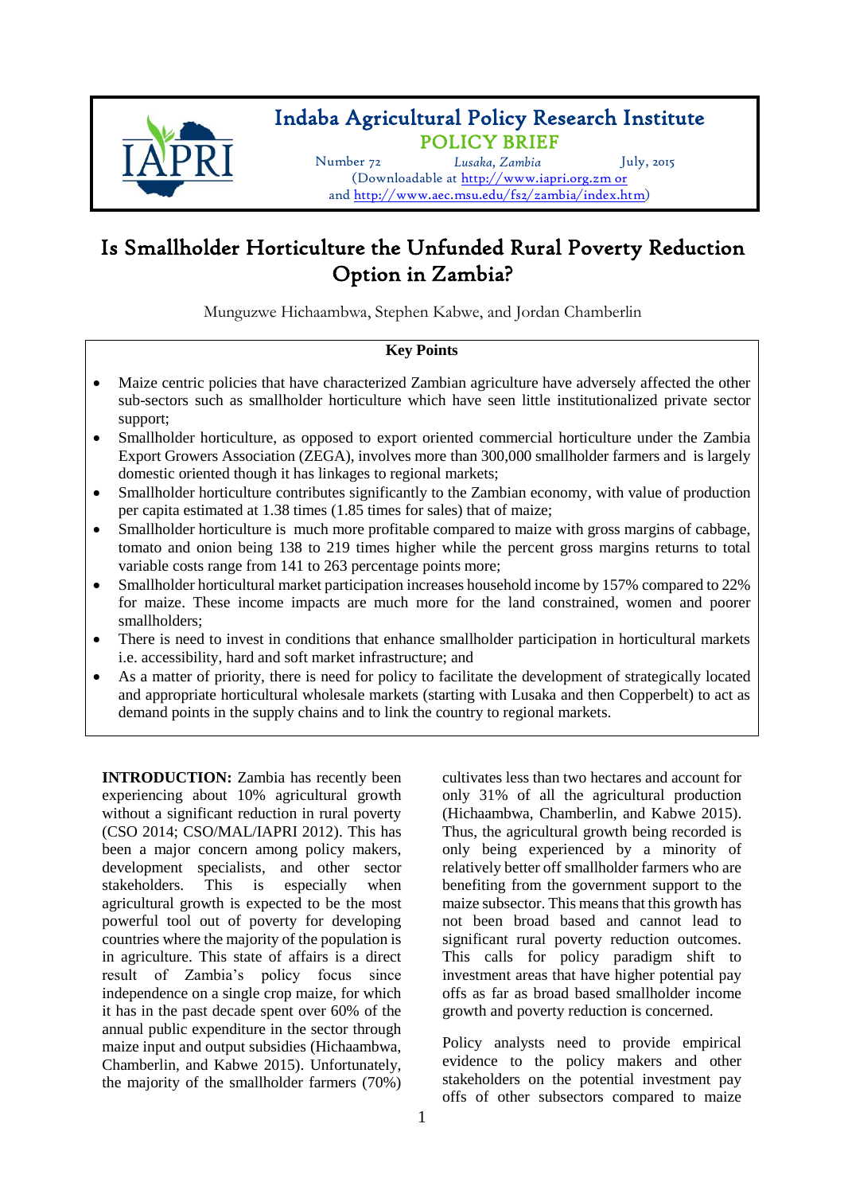# Indaba Agricultural Policy Research Institute

## POLICY BRIEF

Number 72 *Lusaka, Zambia* July, 2015

(Downloadable at http://www.iapri.org.zm or and http://www.aec.msu.edu/fs2/zambia/index.htm)

# Is Smallholder Horticulture the Unfunded Rural Poverty Reduction Option in Zambia?

Munguzwe Hichaambwa, Stephen Kabwe, and Jordan Chamberlin

**Key Points**

- Maize centric policies that have characterized Zambian agriculture have adversely affected the other sub-sectors such as smallholder horticulture which have seen little institutionalized private sector support;
- Smallholder horticulture, as opposed to export oriented commercial horticulture under the Zambia Export Growers Association (ZEGA), involves more than 300,000 smallholder farmers and is largely domestic oriented though it has linkages to regional markets;
- Smallholder horticulture contributes significantly to the Zambian economy, with value of production per capita estimated at 1.38 times (1.85 times for sales) that of maize;
- Smallholder horticulture is much more profitable compared to maize with gross margins of cabbage, tomato and onion being 138 to 219 times higher while the percent gross margins returns to total variable costs range from 141 to 263 percentage points more;
- Smallholder horticultural market participation increases household income by 157% compared to 22% for maize. These income impacts are much more for the land constrained, women and poorer smallholders;
- There is need to invest in conditions that enhance smallholder participation in horticultural markets i.e. accessibility, hard and soft market infrastructure; and
- As a matter of priority, there is need for policy to facilitate the development of strategically located and appropriate horticultural wholesale markets (starting with Lusaka and then Copperbelt) to act as demand points in the supply chains and to link the country to regional markets.

**INTRODUCTION:** Zambia has recently been experiencing about 10% agricultural growth without a significant reduction in rural poverty (CSO 2014; CSO/MAL/IAPRI 2012). This has been a major concern among policy makers, development specialists, and other sector stakeholders. This is especially when agricultural growth is expected to be the most powerful tool out of poverty for developing countries where the majority of the population is in agriculture. This state of affairs is a direct result of Zambia's policy focus since independence on a single crop maize, for which it has in the past decade spent over 60% of the annual public expenditure in the sector through maize input and output subsidies (Hichaambwa, Chamberlin, and Kabwe 2015). Unfortunately, the majority of the smallholder farmers (70%) cultivates less than two hectares and account for only 31% of all the agricultural production (Hichaambwa, Chamberlin, and Kabwe 2015). Thus, the agricultural growth being recorded is only being experienced by a minority of relatively better off smallholder farmers who are benefiting from the government support to the maize subsector. This means that this growth has not been broad based and cannot lead to significant rural poverty reduction outcomes. This calls for policy paradigm shift to investment areas that have higher potential pay offs as far as broad based smallholder income growth and poverty reduction is concerned.

Policy analysts need to provide empirical evidence to the policy makers and other stakeholders on the potential investment pay offs of other subsectors compared to maize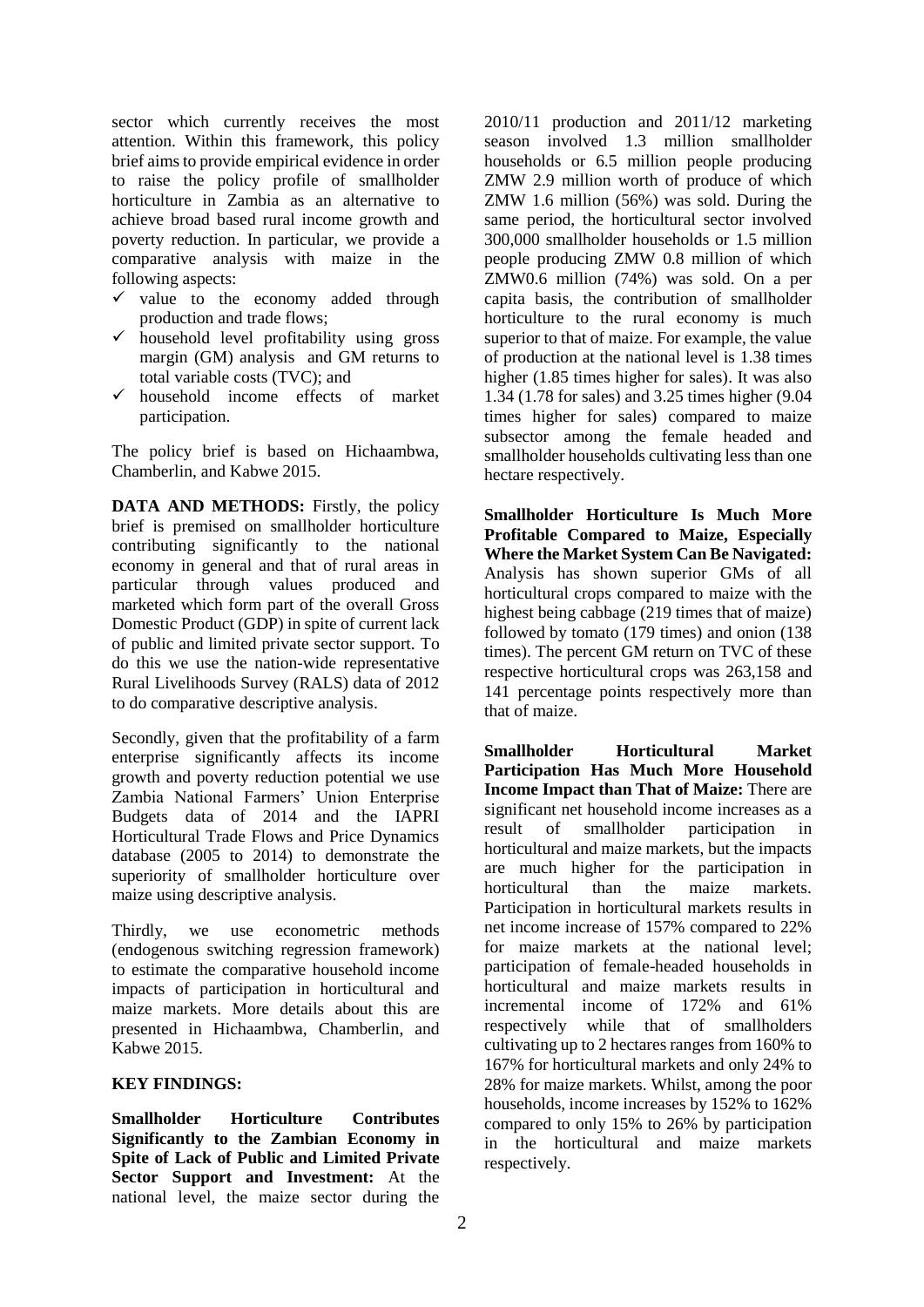sector which currently receives the most attention. Within this framework, this policy brief aims to provide empirical evidence in order to raise the policy profile of smallholder horticulture in Zambia as an alternative to achieve broad based rural income growth and poverty reduction. In particular, we provide a comparative analysis with maize in the following aspects:

- ✓ value to the economy added through production and trade flows;
- ✓ household level profitability using gross margin (GM) analysis and GM returns to total variable costs (TVC); and
- ✓ household income effects of market participation.

The policy brief is based on Hichaambwa, Chamberlin, and Kabwe 2015.

**DATA AND METHODS:** Firstly, the policy brief is premised on smallholder horticulture contributing significantly to the national economy in general and that of rural areas in particular through values produced and marketed which form part of the overall Gross Domestic Product (GDP) in spite of current lack of public and limited private sector support. To do this we use the nation-wide representative Rural Livelihoods Survey (RALS) data of 2012 to do comparative descriptive analysis.

Secondly, given that the profitability of a farm enterprise significantly affects its income growth and poverty reduction potential we use Zambia National Farmers' Union Enterprise Budgets data of 2014 and the IAPRI Horticultural Trade Flows and Price Dynamics database (2005 to 2014) to demonstrate the superiority of smallholder horticulture over maize using descriptive analysis.

Thirdly, we use econometric methods (endogenous switching regression framework) to estimate the comparative household income impacts of participation in horticultural and maize markets. More details about this are presented in Hichaambwa, Chamberlin, and Kabwe 2015.

**KEY FINDINGS:**

**Smallholder Horticulture Contributes Significantly to the Zambian Economy in Spite of Lack of Public and Limited Private Sector Support and Investment:** At the national level, the maize sector during the 2010/11 production and 2011/12 marketing season involved 1.3 million smallholder households or 6.5 million people producing ZMW 2.9 million worth of produce of which ZMW 1.6 million (56%) was sold. During the same period, the horticultural sector involved 300,000 smallholder households or 1.5 million people producing ZMW 0.8 million of which ZMW0.6 million (74%) was sold. On a per capita basis, the contribution of smallholder horticulture to the rural economy is much superior to that of maize. For example, the value of production at the national level is 1.38 times higher (1.85 times higher for sales). It was also 1.34 (1.78 for sales) and 3.25 times higher (9.04 times higher for sales) compared to maize subsector among the female headed and smallholder households cultivating less than one hectare respectively.

**Smallholder Horticulture Is Much More Profitable Compared to Maize, Especially Where the Market System Can Be Navigated:** Analysis has shown superior GMs of all horticultural crops compared to maize with the highest being cabbage (219 times that of maize) followed by tomato (179 times) and onion (138 times). The percent GM return on TVC of these respective horticultural crops was 263,158 and 141 percentage points respectively more than that of maize.

**Smallholder Horticultural Market Participation Has Much More Household Income Impact than That of Maize:** There are significant net household income increases as a result of smallholder participation in horticultural and maize markets, but the impacts are much higher for the participation in horticultural than the maize markets. Participation in horticultural markets results in net income increase of 157% compared to 22% for maize markets at the national level; participation of female-headed households in horticultural and maize markets results in incremental income of 172% and 61% respectively while that of smallholders cultivating up to 2 hectares ranges from 160% to 167% for horticultural markets and only 24% to 28% for maize markets. Whilst, among the poor households, income increases by 152% to 162% compared to only 15% to 26% by participation in the horticultural and maize markets respectively.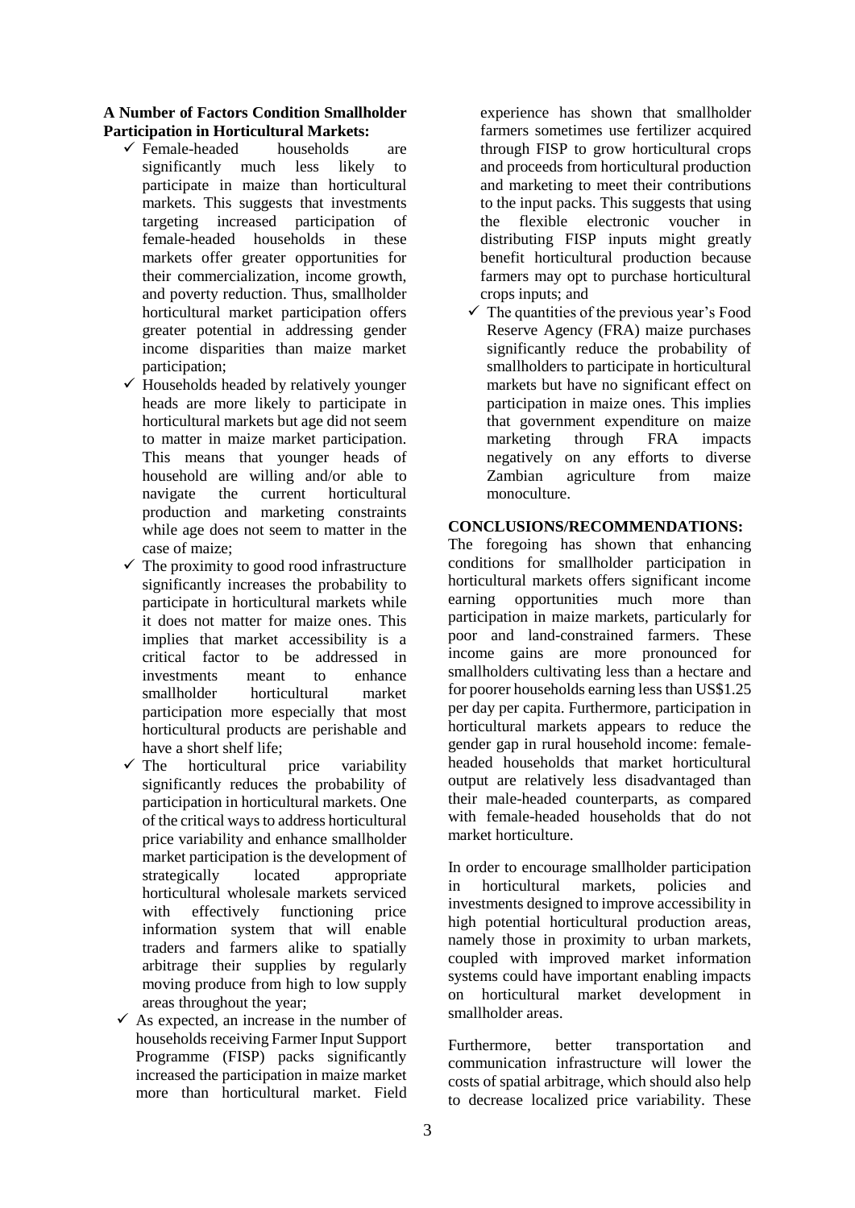**A Number of Factors Condition Smallholder Participation in Horticultural Markets:**

- ✓ Female-headed households are significantly much less likely to participate in maize than horticultural markets. This suggests that investments targeting increased participation of female-headed households in these markets offer greater opportunities for their commercialization, income growth, and poverty reduction. Thus, smallholder horticultural market participation offers greater potential in addressing gender income disparities than maize market participation;
- ✓ Households headed by relatively younger heads are more likely to participate in horticultural markets but age did not seem to matter in maize market participation. This means that younger heads of household are willing and/or able to navigate the current horticultural production and marketing constraints while age does not seem to matter in the case of maize;
- ✓ The proximity to good rood infrastructure significantly increases the probability to participate in horticultural markets while it does not matter for maize ones. This implies that market accessibility is a critical factor to be addressed in investments meant to enhance smallholder horticultural market participation more especially that most horticultural products are perishable and have a short shelf life;
- ✓ The horticultural price variability significantly reduces the probability of participation in horticultural markets. One of the critical ways to address horticultural price variability and enhance smallholder market participation is the development of strategically located appropriate horticultural wholesale markets serviced with effectively functioning price information system that will enable traders and farmers alike to spatially arbitrage their supplies by regularly moving produce from high to low supply areas throughout the year;
- ✓ As expected, an increase in the number of households receiving Farmer Input Support Programme (FISP) packs significantly increased the participation in maize market more than horticultural market. Field experience has shown that smallholder farmers sometimes use fertilizer acquired through FISP to grow horticultural crops and proceeds from horticultural production and marketing to meet their contributions to the input packs. This suggests that using the flexible electronic voucher in distributing FISP inputs might greatly benefit horticultural production because farmers may opt to purchase horticultural crops inputs; and
- ✓ The quantities of the previous year's Food Reserve Agency (FRA) maize purchases significantly reduce the probability of smallholders to participate in horticultural markets but have no significant effect on participation in maize ones. This implies that government expenditure on maize marketing through FRA impacts negatively on any efforts to diverse Zambian agriculture from maize monoculture.

**CONCLUSIONS/RECOMMENDATIONS:**

The foregoing has shown that enhancing conditions for smallholder participation in horticultural markets offers significant income earning opportunities much more than participation in maize markets, particularly for poor and land-constrained farmers. These income gains are more pronounced for smallholders cultivating less than a hectare and for poorer households earning less than US$1.25 per day per capita. Furthermore, participation in horticultural markets appears to reduce the gender gap in rural household income: female-headed households that market horticultural output are relatively less disadvantaged than their male-headed counterparts, as compared with female-headed households that do not market horticulture.

In order to encourage smallholder participation in horticultural markets, policies and investments designed to improve accessibility in high potential horticultural production areas, namely those in proximity to urban markets, coupled with improved market information systems could have important enabling impacts on horticultural market development in smallholder areas.

Furthermore, better transportation and communication infrastructure will lower the costs of spatial arbitrage, which should also help to decrease localized price variability. These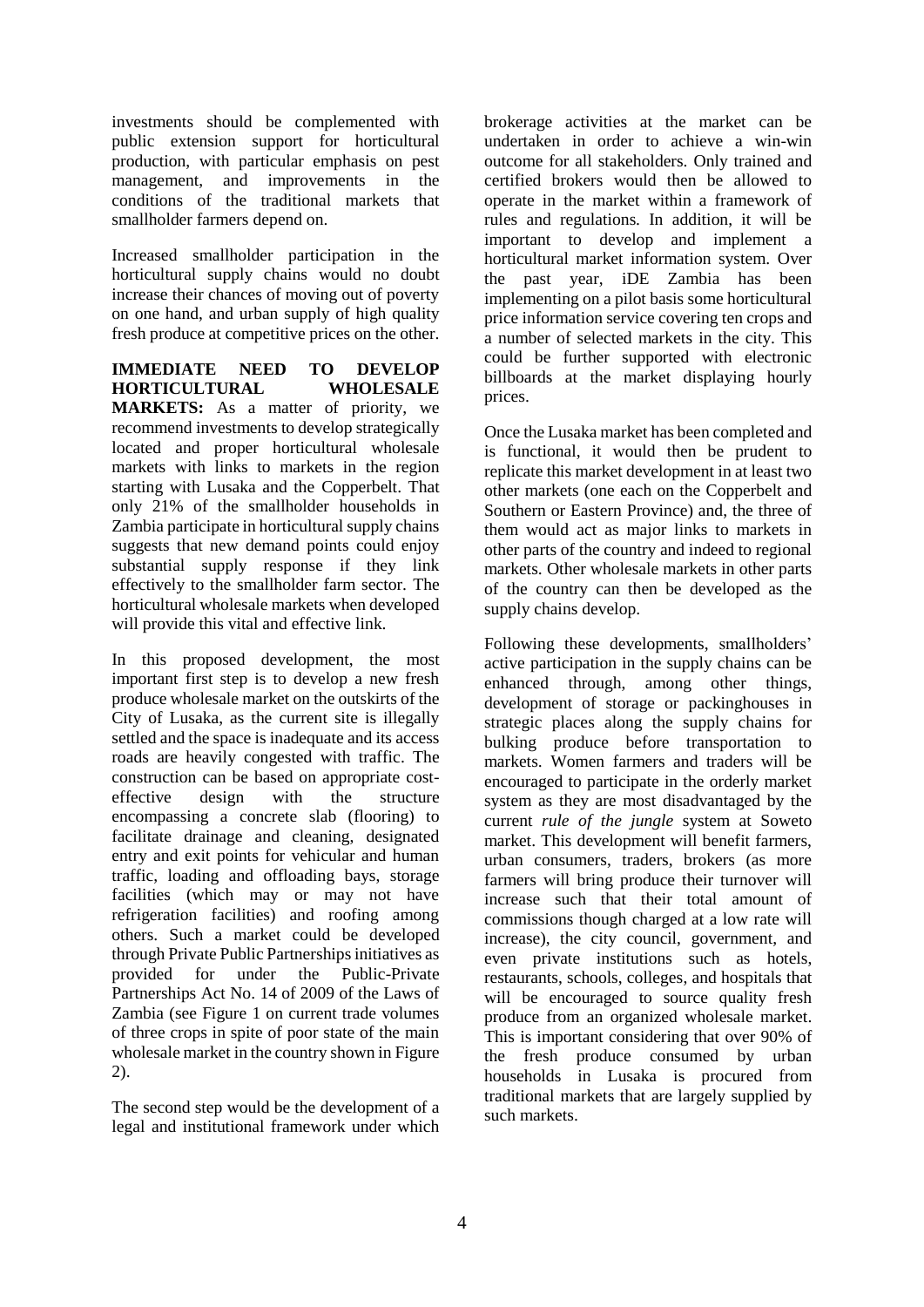investments should be complemented with public extension support for horticultural production, with particular emphasis on pest management, and improvements in the conditions of the traditional markets that smallholder farmers depend on.

Increased smallholder participation in the horticultural supply chains would no doubt increase their chances of moving out of poverty on one hand, and urban supply of high quality fresh produce at competitive prices on the other.

**IMMEDIATE NEED TO DEVELOP HORTICULTURAL WHOLESALE MARKETS:** As a matter of priority, we recommend investments to develop strategically located and proper horticultural wholesale markets with links to markets in the region starting with Lusaka and the Copperbelt. That only 21% of the smallholder households in Zambia participate in horticultural supply chains suggests that new demand points could enjoy substantial supply response if they link effectively to the smallholder farm sector. The horticultural wholesale markets when developed will provide this vital and effective link.

In this proposed development, the most important first step is to develop a new fresh produce wholesale market on the outskirts of the City of Lusaka, as the current site is illegally settled and the space is inadequate and its access roads are heavily congested with traffic. The construction can be based on appropriate cost-effective design with the structure encompassing a concrete slab (flooring) to facilitate drainage and cleaning, designated entry and exit points for vehicular and human traffic, loading and offloading bays, storage facilities (which may or may not have refrigeration facilities) and roofing among others. Such a market could be developed through Private Public Partnerships initiatives as provided for under the Public-Private Partnerships Act No. 14 of 2009 of the Laws of Zambia (see Figure 1 on current trade volumes of three crops in spite of poor state of the main wholesale market in the country shown in Figure 2).

The second step would be the development of a legal and institutional framework under which brokerage activities at the market can be undertaken in order to achieve a win-win outcome for all stakeholders. Only trained and certified brokers would then be allowed to operate in the market within a framework of rules and regulations. In addition, it will be important to develop and implement a horticultural market information system. Over the past year, iDE Zambia has been implementing on a pilot basis some horticultural price information service covering ten crops and a number of selected markets in the city. This could be further supported with electronic billboards at the market displaying hourly prices.

Once the Lusaka market has been completed and is functional, it would then be prudent to replicate this market development in at least two other markets (one each on the Copperbelt and Southern or Eastern Province) and, the three of them would act as major links to markets in other parts of the country and indeed to regional markets. Other wholesale markets in other parts of the country can then be developed as the supply chains develop.

Following these developments, smallholders' active participation in the supply chains can be enhanced through, among other things, development of storage or packinghouses in strategic places along the supply chains for bulking produce before transportation to markets. Women farmers and traders will be encouraged to participate in the orderly market system as they are most disadvantaged by the current *rule of the jungle* system at Soweto market. This development will benefit farmers, urban consumers, traders, brokers (as more farmers will bring produce their turnover will increase such that their total amount of commissions though charged at a low rate will increase), the city council, government, and even private institutions such as hotels, restaurants, schools, colleges, and hospitals that will be encouraged to source quality fresh produce from an organized wholesale market. This is important considering that over 90% of the fresh produce consumed by urban households in Lusaka is procured from traditional markets that are largely supplied by such markets.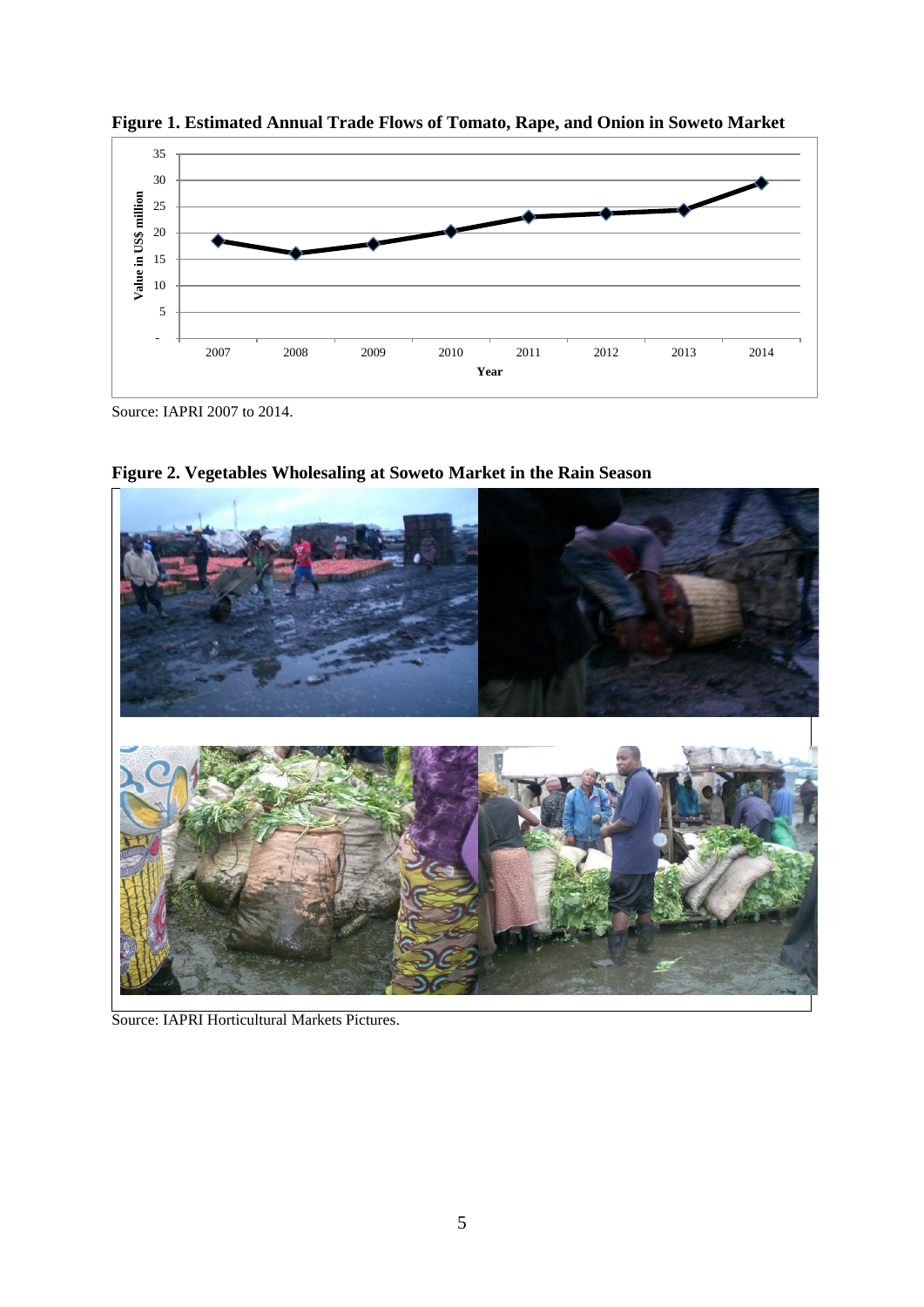**Figure 1. Estimated Annual Trade Flows of Tomato, Rape, and Onion in Soweto Market**

Source: IAPRI 2007 to 2014.

**Figure 2. Vegetables Wholesaling at Soweto Market in the Rain Season**

Source: IAPRI Horticultural Markets Pictures.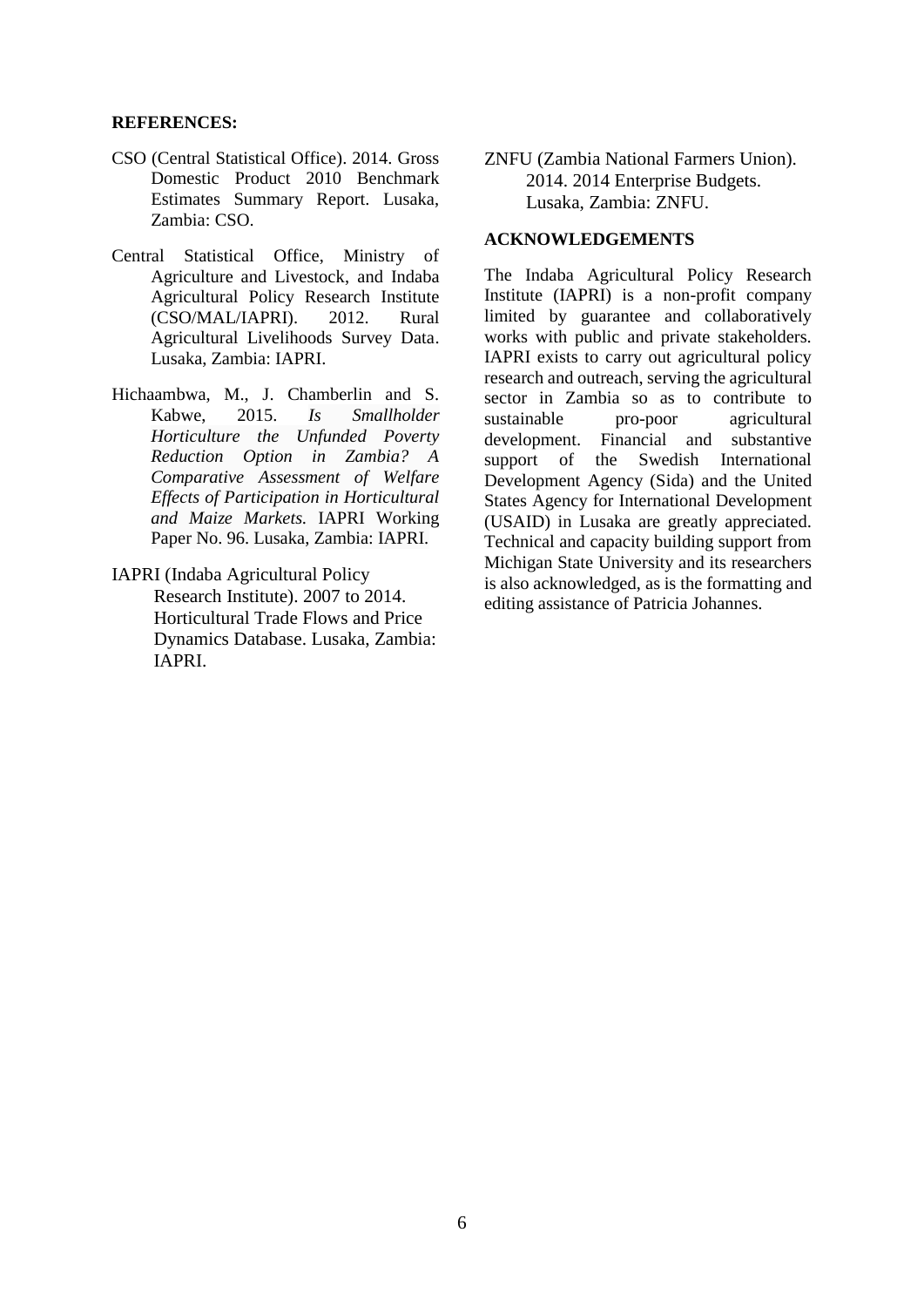**REFERENCES:**

CSO (Central Statistical Office). 2014. Gross Domestic Product 2010 Benchmark Estimates Summary Report. Lusaka, Zambia: CSO.

Central Statistical Office, Ministry of Agriculture and Livestock, and Indaba Agricultural Policy Research Institute (CSO/MAL/IAPRI). 2012. Rural Agricultural Livelihoods Survey Data. Lusaka, Zambia: IAPRI.

Hichaambwa, M., J. Chamberlin and S. Kabwe, 2015. *Is Smallholder Horticulture the Unfunded Poverty Reduction Option in Zambia? A Comparative Assessment of Welfare Effects of Participation in Horticultural and Maize Markets.* IAPRI Working Paper No. 96. Lusaka, Zambia: IAPRI.

IAPRI (Indaba Agricultural Policy Research Institute). 2007 to 2014. Horticultural Trade Flows and Price Dynamics Database. Lusaka, Zambia: IAPRI.

ZNFU (Zambia National Farmers Union). 2014. 2014 Enterprise Budgets. Lusaka, Zambia: ZNFU.

**ACKNOWLEDGEMENTS**

The Indaba Agricultural Policy Research Institute (IAPRI) is a non-profit company limited by guarantee and collaboratively works with public and private stakeholders. IAPRI exists to carry out agricultural policy research and outreach, serving the agricultural sector in Zambia so as to contribute to sustainable pro-poor agricultural development. Financial and substantive support of the Swedish International Development Agency (Sida) and the United States Agency for International Development (USAID) in Lusaka are greatly appreciated. Technical and capacity building support from Michigan State University and its researchers is also acknowledged, as is the formatting and editing assistance of Patricia Johannes.